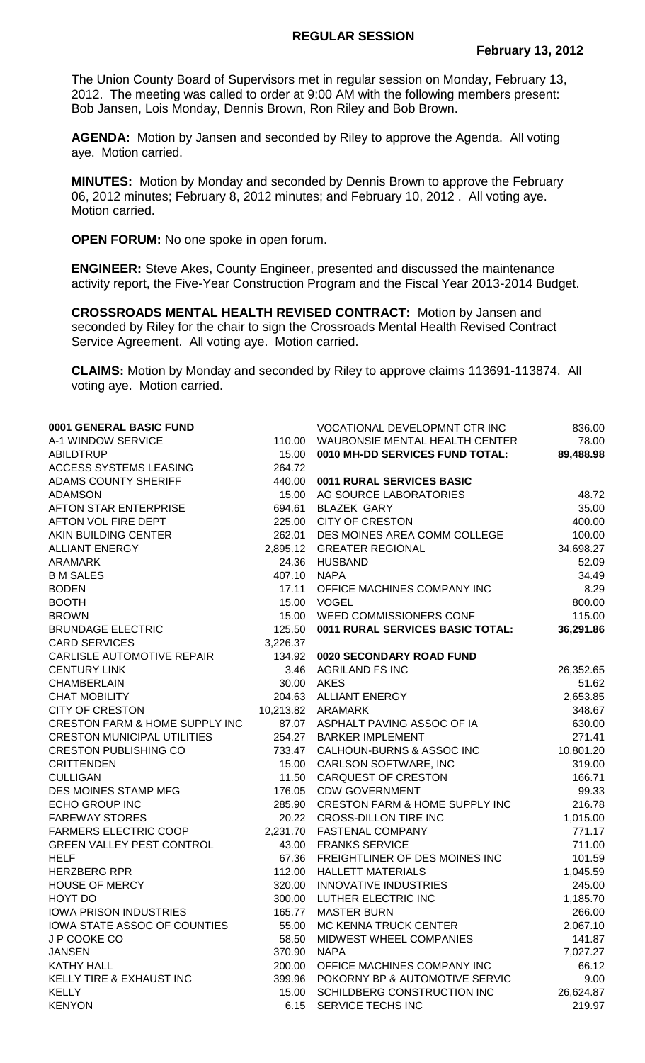## REGULAR SESSION

**February 13, 2012**

The Union County Board of Supervisors met in regular session on Monday, February 13, 2012. The meeting was called to order at 9:00 AM with the following members present: Bob Jansen, Lois Monday, Dennis Brown, Ron Riley and Bob Brown.

**AGENDA:** Motion by Jansen and seconded by Riley to approve the Agenda. All voting aye. Motion carried.

**MINUTES:** Motion by Monday and seconded by Dennis Brown to approve the February 06, 2012 minutes; February 8, 2012 minutes; and February 10, 2012 . All voting aye. Motion carried.

**OPEN FORUM:** No one spoke in open forum.

**ENGINEER:** Steve Akes, County Engineer, presented and discussed the maintenance activity report, the Five-Year Construction Program and the Fiscal Year 2013-2014 Budget.

**CROSSROADS MENTAL HEALTH REVISED CONTRACT:** Motion by Jansen and seconded by Riley for the chair to sign the Crossroads Mental Health Revised Contract Service Agreement. All voting aye. Motion carried.

**CLAIMS:** Motion by Monday and seconded by Riley to approve claims 113691-113874. All voting aye. Motion carried.

| | |
|---|---|
| **0001 GENERAL BASIC FUND** | |
| A-1 WINDOW SERVICE | 110.00 |
| ABILDTRUP | 15.00 |
| ACCESS SYSTEMS LEASING | 264.72 |
| ADAMS COUNTY SHERIFF | 440.00 |
| ADAMSON | 15.00 |
| AFTON STAR ENTERPRISE | 694.61 |
| AFTON VOL FIRE DEPT | 225.00 |
| AKIN BUILDING CENTER | 262.01 |
| ALLIANT ENERGY | 2,895.12 |
| ARAMARK | 24.36 |
| B M SALES | 407.10 |
| BODEN | 17.11 |
| BOOTH | 15.00 |
| BROWN | 15.00 |
| BRUNDAGE ELECTRIC | 125.50 |
| CARD SERVICES | 3,226.37 |
| CARLISLE AUTOMOTIVE REPAIR | 134.92 |
| CENTURY LINK | 3.46 |
| CHAMBERLAIN | 30.00 |
| CHAT MOBILITY | 204.63 |
| CITY OF CRESTON | 10,213.82 |
| CRESTON FARM & HOME SUPPLY INC | 87.07 |
| CRESTON MUNICIPAL UTILITIES | 254.27 |
| CRESTON PUBLISHING CO | 733.47 |
| CRITTENDEN | 15.00 |
| CULLIGAN | 11.50 |
| DES MOINES STAMP MFG | 176.05 |
| ECHO GROUP INC | 285.90 |
| FAREWAY STORES | 20.22 |
| FARMERS ELECTRIC COOP | 2,231.70 |
| GREEN VALLEY PEST CONTROL | 43.00 |
| HELF | 67.36 |
| HERZBERG RPR | 112.00 |
| HOUSE OF MERCY | 320.00 |
| HOYT DO | 300.00 |
| IOWA PRISON INDUSTRIES | 165.77 |
| IOWA STATE ASSOC OF COUNTIES | 55.00 |
| J P COOKE CO | 58.50 |
| JANSEN | 370.90 |
| KATHY HALL | 200.00 |
| KELLY TIRE & EXHAUST INC | 399.96 |
| KELLY | 15.00 |
| KENYON | 6.15 |

| | |
|---|---|
| VOCATIONAL DEVELOPMNT CTR INC | 836.00 |
| WAUBONSIE MENTAL HEALTH CENTER | 78.00 |
| **0010 MH-DD SERVICES FUND TOTAL:** | **89,488.98** |
| **0011 RURAL SERVICES BASIC** | |
| AG SOURCE LABORATORIES | 48.72 |
| BLAZEK GARY | 35.00 |
| CITY OF CRESTON | 400.00 |
| DES MOINES AREA COMM COLLEGE | 100.00 |
| GREATER REGIONAL | 34,698.27 |
| HUSBAND | 52.09 |
| NAPA | 34.49 |
| OFFICE MACHINES COMPANY INC | 8.29 |
| VOGEL | 800.00 |
| WEED COMMISSIONERS CONF | 115.00 |
| **0011 RURAL SERVICES BASIC TOTAL:** | **36,291.86** |
| **0020 SECONDARY ROAD FUND** | |
| AGRILAND FS INC | 26,352.65 |
| AKES | 51.62 |
| ALLIANT ENERGY | 2,653.85 |
| ARAMARK | 348.67 |
| ASPHALT PAVING ASSOC OF IA | 630.00 |
| BARKER IMPLEMENT | 271.41 |
| CALHOUN-BURNS & ASSOC INC | 10,801.20 |
| CARLSON SOFTWARE, INC | 319.00 |
| CARQUEST OF CRESTON | 166.71 |
| CDW GOVERNMENT | 99.33 |
| CRESTON FARM & HOME SUPPLY INC | 216.78 |
| CROSS-DILLON TIRE INC | 1,015.00 |
| FASTENAL COMPANY | 771.17 |
| FRANKS SERVICE | 711.00 |
| FREIGHTLINER OF DES MOINES INC | 101.59 |
| HALLETT MATERIALS | 1,045.59 |
| INNOVATIVE INDUSTRIES | 245.00 |
| LUTHER ELECTRIC INC | 1,185.70 |
| MASTER BURN | 266.00 |
| MC KENNA TRUCK CENTER | 2,067.10 |
| MIDWEST WHEEL COMPANIES | 141.87 |
| NAPA | 7,027.27 |
| OFFICE MACHINES COMPANY INC | 66.12 |
| POKORNY BP & AUTOMOTIVE SERVIC | 9.00 |
| SCHILDBERG CONSTRUCTION INC | 26,624.87 |
| SERVICE TECHS INC | 219.97 |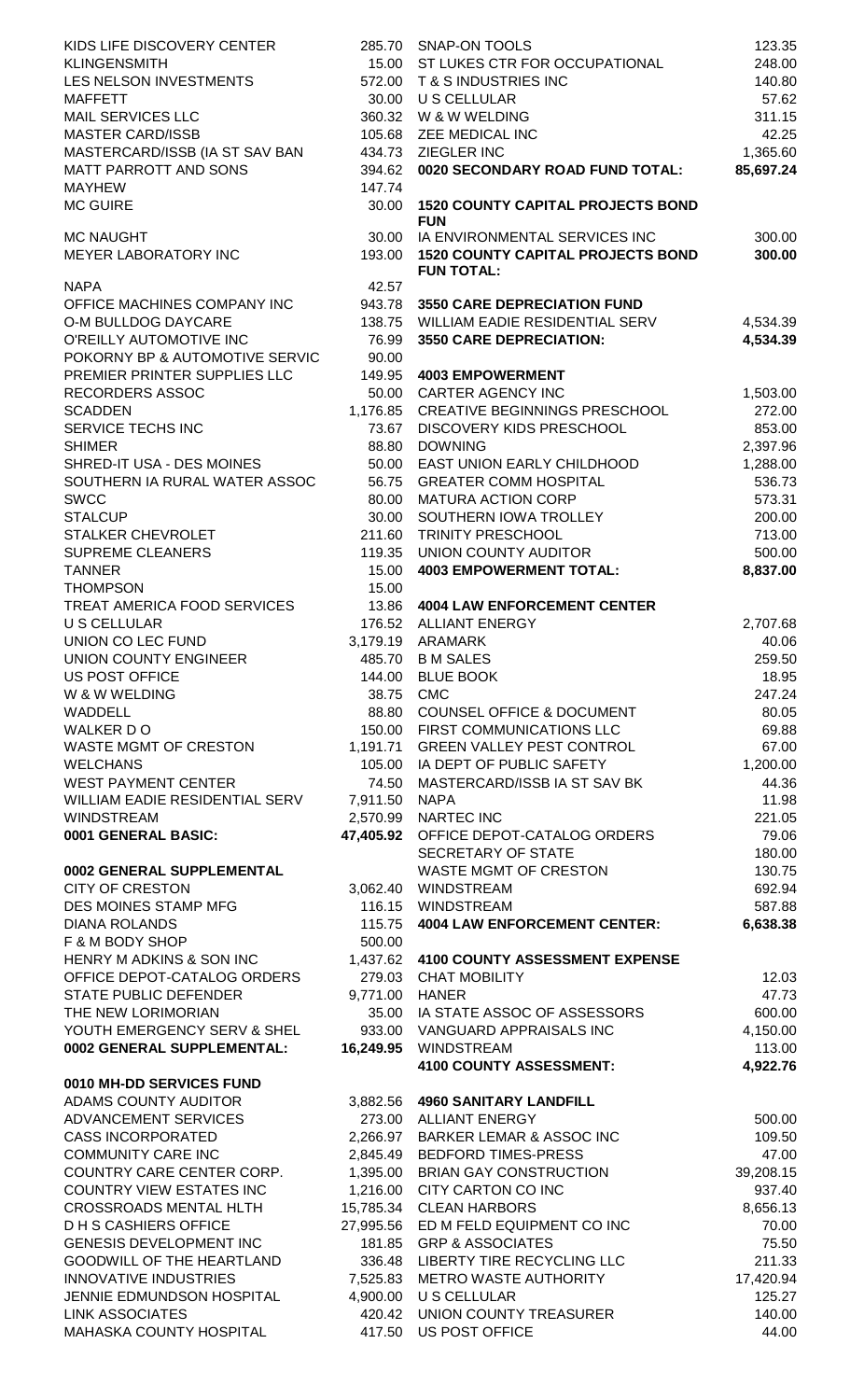| Vendor | Amount |
|---|---|
| KIDS LIFE DISCOVERY CENTER | 285.70 |
| KLINGENSMITH | 15.00 |
| LES NELSON INVESTMENTS | 572.00 |
| MAFFETT | 30.00 |
| MAIL SERVICES LLC | 360.32 |
| MASTER CARD/ISSB | 105.68 |
| MASTERCARD/ISSB (IA ST SAV BAN | 434.73 |
| MATT PARROTT AND SONS | 394.62 |
| MAYHEW | 147.74 |
| MC GUIRE | 30.00 |
| MC NAUGHT | 30.00 |
| MEYER LABORATORY INC | 193.00 |
| NAPA | 42.57 |
| OFFICE MACHINES COMPANY INC | 943.78 |
| O-M BULLDOG DAYCARE | 138.75 |
| O'REILLY AUTOMOTIVE INC | 76.99 |
| POKORNY BP & AUTOMOTIVE SERVIC | 90.00 |
| PREMIER PRINTER SUPPLIES LLC | 149.95 |
| RECORDERS ASSOC | 50.00 |
| SCADDEN | 1,176.85 |
| SERVICE TECHS INC | 73.67 |
| SHIMER | 88.80 |
| SHRED-IT USA - DES MOINES | 50.00 |
| SOUTHERN IA RURAL WATER ASSOC | 56.75 |
| SWCC | 80.00 |
| STALCUP | 30.00 |
| STALKER CHEVROLET | 211.60 |
| SUPREME CLEANERS | 119.35 |
| TANNER | 15.00 |
| THOMPSON | 15.00 |
| TREAT AMERICA FOOD SERVICES | 13.86 |
| U S CELLULAR | 176.52 |
| UNION CO LEC FUND | 3,179.19 |
| UNION COUNTY ENGINEER | 485.70 |
| US POST OFFICE | 144.00 |
| W & W WELDING | 38.75 |
| WADDELL | 88.80 |
| WALKER D O | 150.00 |
| WASTE MGMT OF CRESTON | 1,191.71 |
| WELCHANS | 105.00 |
| WEST PAYMENT CENTER | 74.50 |
| WILLIAM EADIE RESIDENTIAL SERV | 7,911.50 |
| WINDSTREAM | 2,570.99 |
| **0001 GENERAL BASIC:** | **47,405.92** |

**0002 GENERAL SUPPLEMENTAL**

| Vendor | Amount |
|---|---|
| CITY OF CRESTON | 3,062.40 |
| DES MOINES STAMP MFG | 116.15 |
| DIANA ROLANDS | 115.75 |
| F & M BODY SHOP | 500.00 |
| HENRY M ADKINS & SON INC | 1,437.62 |
| OFFICE DEPOT-CATALOG ORDERS | 279.03 |
| STATE PUBLIC DEFENDER | 9,771.00 |
| THE NEW LORIMORIAN | 35.00 |
| YOUTH EMERGENCY SERV & SHEL | 933.00 |
| **0002 GENERAL SUPPLEMENTAL:** | **16,249.95** |

**0010 MH-DD SERVICES FUND**

| Vendor | Amount |
|---|---|
| ADAMS COUNTY AUDITOR | 3,882.56 |
| ADVANCEMENT SERVICES | 273.00 |
| CASS INCORPORATED | 2,266.97 |
| COMMUNITY CARE INC | 2,845.49 |
| COUNTRY CARE CENTER CORP. | 1,395.00 |
| COUNTRY VIEW ESTATES INC | 1,216.00 |
| CROSSROADS MENTAL HLTH | 15,785.34 |
| D H S CASHIERS OFFICE | 27,995.56 |
| GENESIS DEVELOPMENT INC | 181.85 |
| GOODWILL OF THE HEARTLAND | 336.48 |
| INNOVATIVE INDUSTRIES | 7,525.83 |
| JENNIE EDMUNDSON HOSPITAL | 4,900.00 |
| LINK ASSOCIATES | 420.42 |
| MAHASKA COUNTY HOSPITAL | 417.50 |

| Vendor | Amount |
|---|---|
| SNAP-ON TOOLS | 123.35 |
| ST LUKES CTR FOR OCCUPATIONAL | 248.00 |
| T & S INDUSTRIES INC | 140.80 |
| U S CELLULAR | 57.62 |
| W & W WELDING | 311.15 |
| ZEE MEDICAL INC | 42.25 |
| ZIEGLER INC | 1,365.60 |
| **0020 SECONDARY ROAD FUND TOTAL:** | **85,697.24** |

**1520 COUNTY CAPITAL PROJECTS BOND FUN**

| Vendor | Amount |
|---|---|
| IA ENVIRONMENTAL SERVICES INC | 300.00 |
| **1520 COUNTY CAPITAL PROJECTS BOND FUN TOTAL:** | **300.00** |

**3550 CARE DEPRECIATION FUND**

| Vendor | Amount |
|---|---|
| WILLIAM EADIE RESIDENTIAL SERV | 4,534.39 |
| **3550 CARE DEPRECIATION:** | **4,534.39** |

**4003 EMPOWERMENT**

| Vendor | Amount |
|---|---|
| CARTER AGENCY INC | 1,503.00 |
| CREATIVE BEGINNINGS PRESCHOOL | 272.00 |
| DISCOVERY KIDS PRESCHOOL | 853.00 |
| DOWNING | 2,397.96 |
| EAST UNION EARLY CHILDHOOD | 1,288.00 |
| GREATER COMM HOSPITAL | 536.73 |
| MATURA ACTION CORP | 573.31 |
| SOUTHERN IOWA TROLLEY | 200.00 |
| TRINITY PRESCHOOL | 713.00 |
| UNION COUNTY AUDITOR | 500.00 |
| **4003 EMPOWERMENT TOTAL:** | **8,837.00** |

**4004 LAW ENFORCEMENT CENTER**

| Vendor | Amount |
|---|---|
| ALLIANT ENERGY | 2,707.68 |
| ARAMARK | 40.06 |
| B M SALES | 259.50 |
| BLUE BOOK | 18.95 |
| CMC | 247.24 |
| COUNSEL OFFICE & DOCUMENT | 80.05 |
| FIRST COMMUNICATIONS LLC | 69.88 |
| GREEN VALLEY PEST CONTROL | 67.00 |
| IA DEPT OF PUBLIC SAFETY | 1,200.00 |
| MASTERCARD/ISSB IA ST SAV BK | 44.36 |
| NAPA | 11.98 |
| NARTEC INC | 221.05 |
| OFFICE DEPOT-CATALOG ORDERS | 79.06 |
| SECRETARY OF STATE | 180.00 |
| WASTE MGMT OF CRESTON | 130.75 |
| WINDSTREAM | 692.94 |
| WINDSTREAM | 587.88 |
| **4004 LAW ENFORCEMENT CENTER:** | **6,638.38** |

**4100 COUNTY ASSESSMENT EXPENSE**

| Vendor | Amount |
|---|---|
| CHAT MOBILITY | 12.03 |
| HANER | 47.73 |
| IA STATE ASSOC OF ASSESSORS | 600.00 |
| VANGUARD APPRAISALS INC | 4,150.00 |
| WINDSTREAM | 113.00 |
| **4100 COUNTY ASSESSMENT:** | **4,922.76** |

**4960 SANITARY LANDFILL**

| Vendor | Amount |
|---|---|
| ALLIANT ENERGY | 500.00 |
| BARKER LEMAR & ASSOC INC | 109.50 |
| BEDFORD TIMES-PRESS | 47.00 |
| BRIAN GAY CONSTRUCTION | 39,208.15 |
| CITY CARTON CO INC | 937.40 |
| CLEAN HARBORS | 8,656.13 |
| ED M FELD EQUIPMENT CO INC | 70.00 |
| GRP & ASSOCIATES | 75.50 |
| LIBERTY TIRE RECYCLING LLC | 211.33 |
| METRO WASTE AUTHORITY | 17,420.94 |
| U S CELLULAR | 125.27 |
| UNION COUNTY TREASURER | 140.00 |
| US POST OFFICE | 44.00 |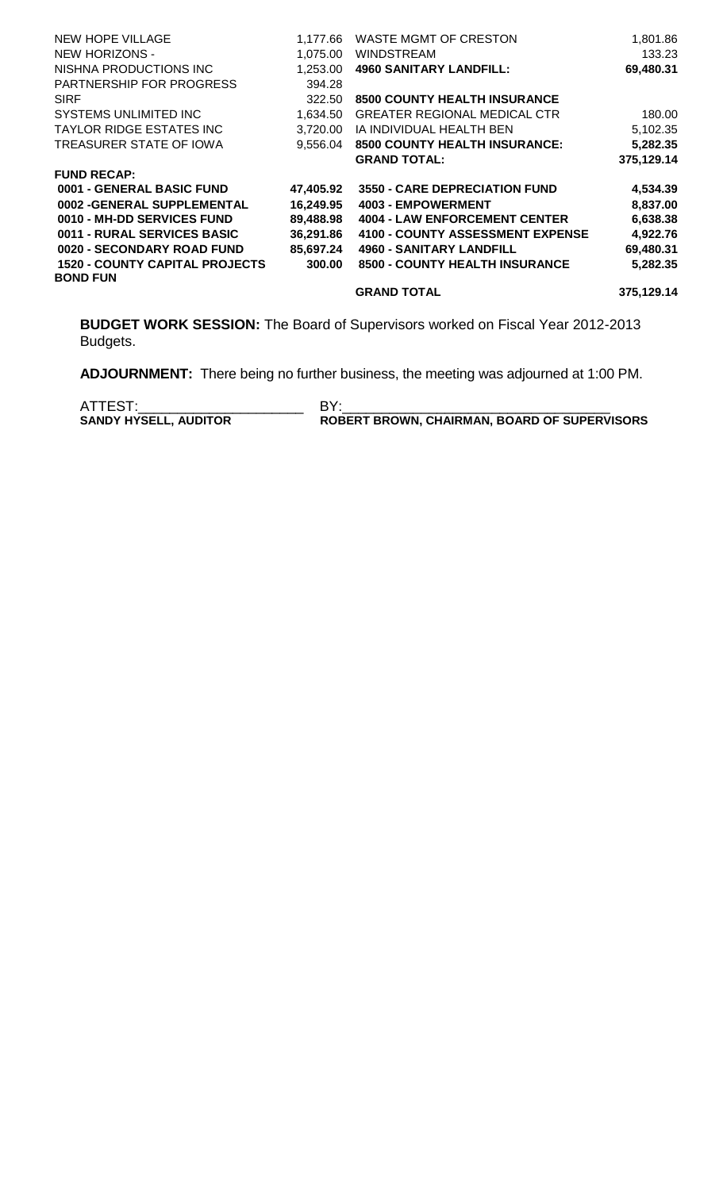| | | | |
|---|---|---|---|
| NEW HOPE VILLAGE | 1,177.66 | WASTE MGMT OF CRESTON | 1,801.86 |
| NEW HORIZONS - | 1,075.00 | WINDSTREAM | 133.23 |
| NISHNA PRODUCTIONS INC | 1,253.00 | **4960 SANITARY LANDFILL:** | **69,480.31** |
| PARTNERSHIP FOR PROGRESS | 394.28 | | |
| SIRF | 322.50 | **8500 COUNTY HEALTH INSURANCE** | |
| SYSTEMS UNLIMITED INC | 1,634.50 | GREATER REGIONAL MEDICAL CTR | 180.00 |
| TAYLOR RIDGE ESTATES INC | 3,720.00 | IA INDIVIDUAL HEALTH BEN | 5,102.35 |
| TREASURER STATE OF IOWA | 9,556.04 | **8500 COUNTY HEALTH INSURANCE:** | **5,282.35** |
| | | **GRAND TOTAL:** | **375,129.14** |
| **FUND RECAP:** | | | |
| **0001 - GENERAL BASIC FUND** | **47,405.92** | **3550 - CARE DEPRECIATION FUND** | **4,534.39** |
| **0002 -GENERAL SUPPLEMENTAL** | **16,249.95** | **4003 - EMPOWERMENT** | **8,837.00** |
| **0010 - MH-DD SERVICES FUND** | **89,488.98** | **4004 - LAW ENFORCEMENT CENTER** | **6,638.38** |
| **0011 - RURAL SERVICES BASIC** | **36,291.86** | **4100 - COUNTY ASSESSMENT EXPENSE** | **4,922.76** |
| **0020 - SECONDARY ROAD FUND** | **85,697.24** | **4960 - SANITARY LANDFILL** | **69,480.31** |
| **1520 - COUNTY CAPITAL PROJECTS BOND FUN** | **300.00** | **8500 - COUNTY HEALTH INSURANCE** | **5,282.35** |
| | | **GRAND TOTAL** | **375,129.14** |

**BUDGET WORK SESSION:** The Board of Supervisors worked on Fiscal Year 2012-2013 Budgets.

**ADJOURNMENT:** There being no further business, the meeting was adjourned at 1:00 PM.

ATTEST:\_\_\_\_\_\_\_\_\_\_\_\_\_\_\_\_\_\_\_\_\_\_ BY:\_\_\_\_\_\_\_\_\_\_\_\_\_\_\_\_\_\_\_\_\_\_\_\_\_\_\_\_\_\_\_\_\_\_\_\_\_

**SANDY HYSELL, AUDITOR** **ROBERT BROWN, CHAIRMAN, BOARD OF SUPERVISORS**